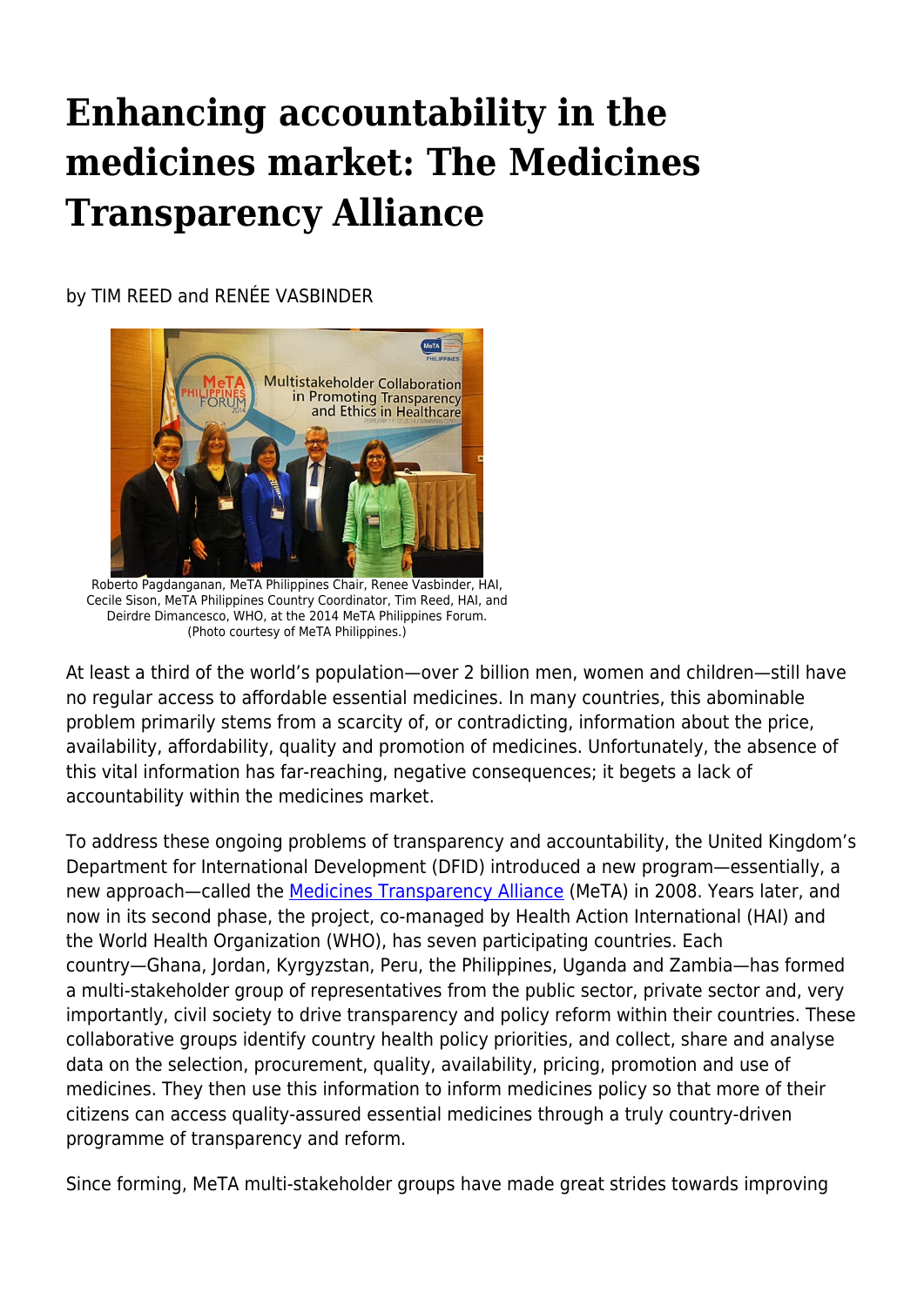# Enhancing accountability in the medicines market: The Medicines Transparency Alliance

by TIM REED and RENÉE VASBINDER

Roberto Pagdanganan, MeTA Philippines Chair, Renee Vasbinder, HAI, Cecile Sison, MeTA Philippines Country Coordinator, Tim Reed, HAI, and Deirdre Dimancesco, WHO, at the 2014 MeTA Philippines Forum. (Photo courtesy of MeTA Philippines.)

At least a third of the world's population—over 2 billion men, women and children—still have no regular access to affordable essential medicines. In many countries, this abominable problem primarily stems from a scarcity of, or contradicting, information about the price, availability, affordability, quality and promotion of medicines. Unfortunately, the absence of this vital information has far-reaching, negative consequences; it begets a lack of accountability within the medicines market.

To address these ongoing problems of transparency and accountability, the United Kingdom's Department for International Development (DFID) introduced a new program—essentially, a new approach—called the Medicines Transparency Alliance (MeTA) in 2008. Years later, and now in its second phase, the project, co-managed by Health Action International (HAI) and the World Health Organization (WHO), has seven participating countries. Each country—Ghana, Jordan, Kyrgyzstan, Peru, the Philippines, Uganda and Zambia—has formed a multi-stakeholder group of representatives from the public sector, private sector and, very importantly, civil society to drive transparency and policy reform within their countries. These collaborative groups identify country health policy priorities, and collect, share and analyse data on the selection, procurement, quality, availability, pricing, promotion and use of medicines. They then use this information to inform medicines policy so that more of their citizens can access quality-assured essential medicines through a truly country-driven programme of transparency and reform.

Since forming, MeTA multi-stakeholder groups have made great strides towards improving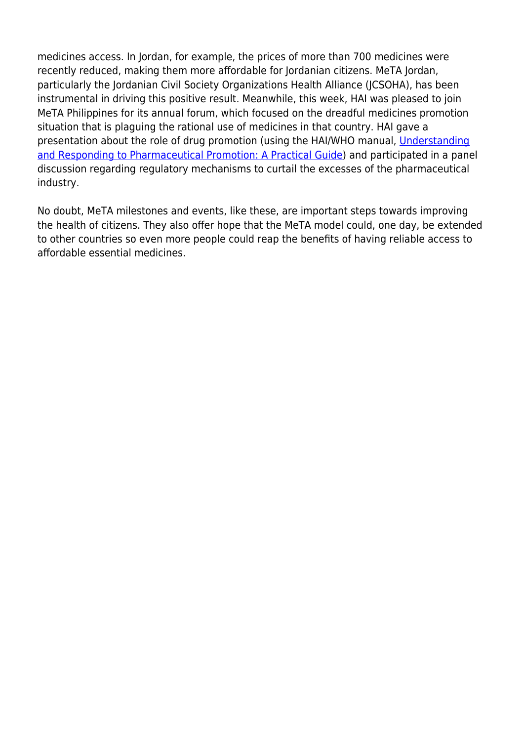medicines access. In Jordan, for example, the prices of more than 700 medicines were recently reduced, making them more affordable for Jordanian citizens. MeTA Jordan, particularly the Jordanian Civil Society Organizations Health Alliance (JCSOHA), has been instrumental in driving this positive result. Meanwhile, this week, HAI was pleased to join MeTA Philippines for its annual forum, which focused on the dreadful medicines promotion situation that is plaguing the rational use of medicines in that country. HAI gave a presentation about the role of drug promotion (using the HAI/WHO manual, Understanding and Responding to Pharmaceutical Promotion: A Practical Guide) and participated in a panel discussion regarding regulatory mechanisms to curtail the excesses of the pharmaceutical industry.

No doubt, MeTA milestones and events, like these, are important steps towards improving the health of citizens. They also offer hope that the MeTA model could, one day, be extended to other countries so even more people could reap the benefits of having reliable access to affordable essential medicines.